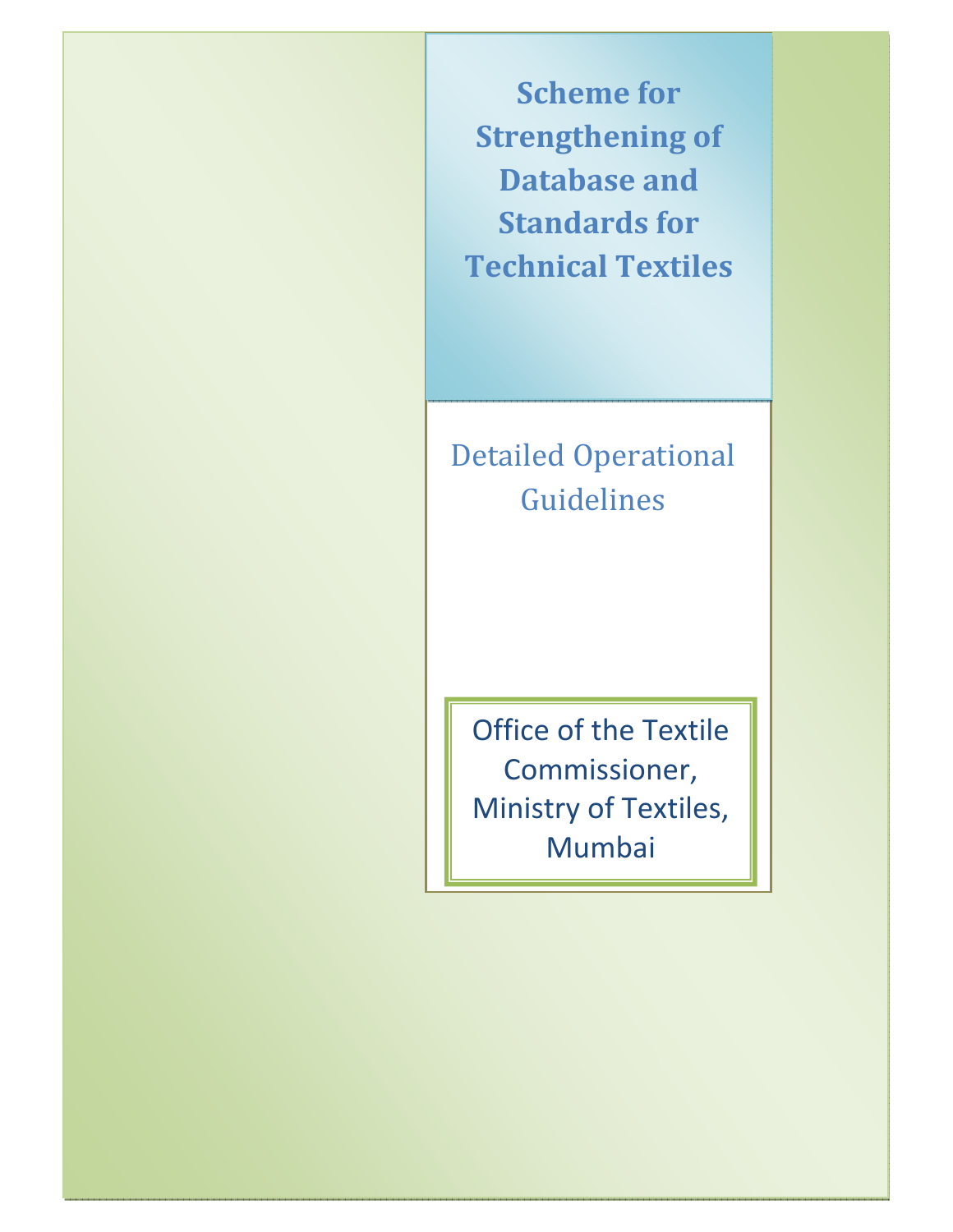# Scheme for Strengthening of Database and Standards for Technical Textiles

## Detailed Operational Guidelines

Office of the Textile Commissioner,
Ministry of Textiles,
Mumbai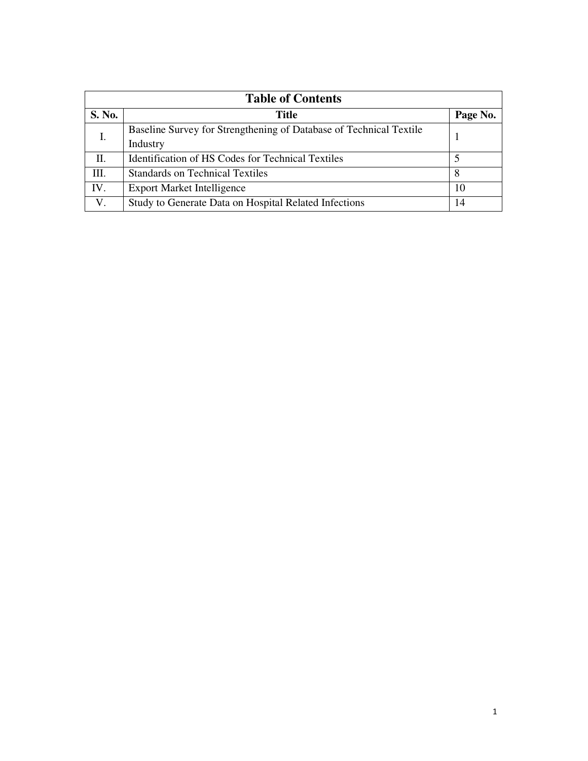| Table of Contents | | |
|---|---|---|
| **S. No.** | **Title** | **Page No.** |
| I. | Baseline Survey for Strengthening of Database of Technical Textile Industry | 1 |
| II. | Identification of HS Codes for Technical Textiles | 5 |
| III. | Standards on Technical Textiles | 8 |
| IV. | Export Market Intelligence | 10 |
| V. | Study to Generate Data on Hospital Related Infections | 14 |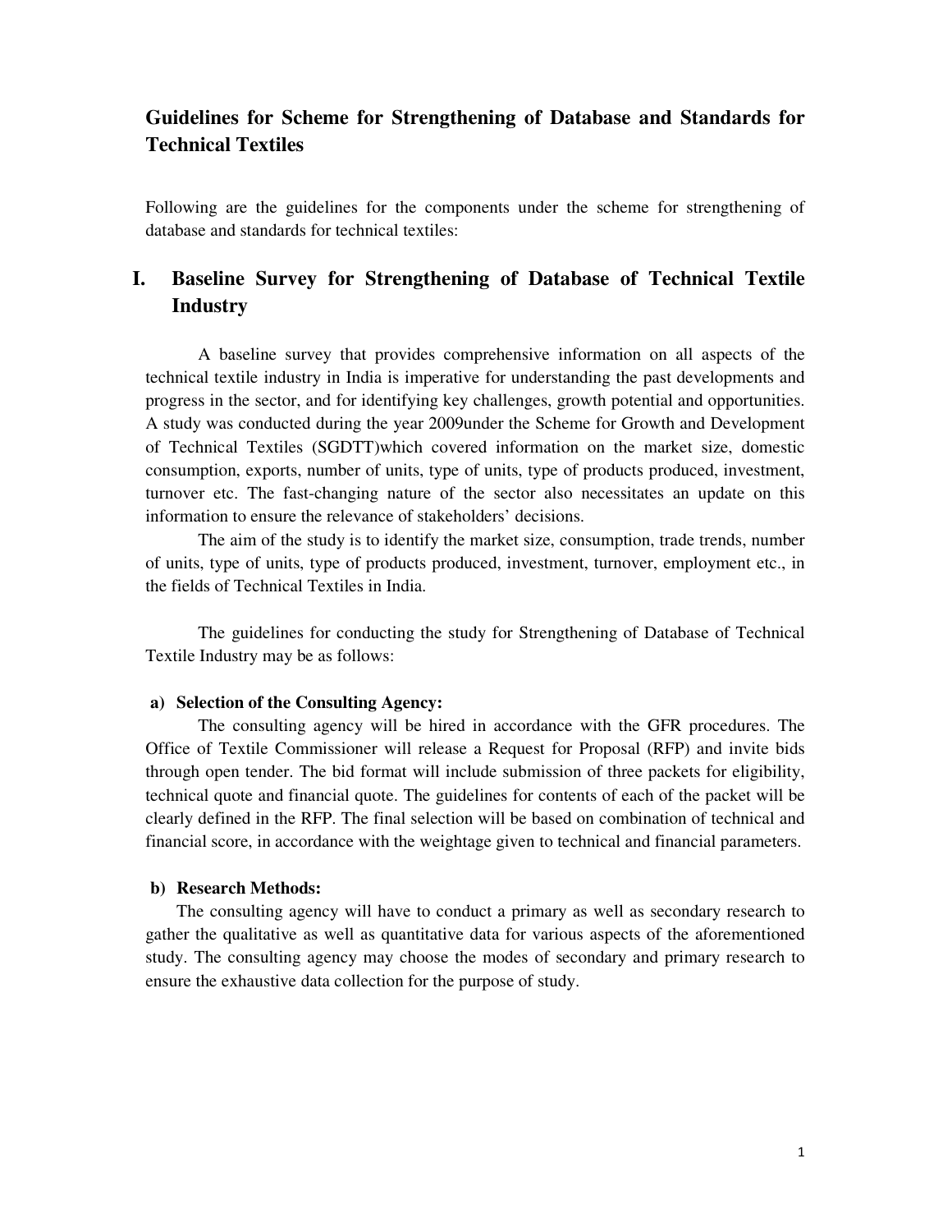# Guidelines for Scheme for Strengthening of Database and Standards for Technical Textiles

Following are the guidelines for the components under the scheme for strengthening of database and standards for technical textiles:

## I. Baseline Survey for Strengthening of Database of Technical Textile Industry

A baseline survey that provides comprehensive information on all aspects of the technical textile industry in India is imperative for understanding the past developments and progress in the sector, and for identifying key challenges, growth potential and opportunities. A study was conducted during the year 2009under the Scheme for Growth and Development of Technical Textiles (SGDTT)which covered information on the market size, domestic consumption, exports, number of units, type of units, type of products produced, investment, turnover etc. The fast-changing nature of the sector also necessitates an update on this information to ensure the relevance of stakeholders' decisions.

The aim of the study is to identify the market size, consumption, trade trends, number of units, type of units, type of products produced, investment, turnover, employment etc., in the fields of Technical Textiles in India.

The guidelines for conducting the study for Strengthening of Database of Technical Textile Industry may be as follows:

**a) Selection of the Consulting Agency:**

The consulting agency will be hired in accordance with the GFR procedures. The Office of Textile Commissioner will release a Request for Proposal (RFP) and invite bids through open tender. The bid format will include submission of three packets for eligibility, technical quote and financial quote. The guidelines for contents of each of the packet will be clearly defined in the RFP. The final selection will be based on combination of technical and financial score, in accordance with the weightage given to technical and financial parameters.

**b) Research Methods:**

The consulting agency will have to conduct a primary as well as secondary research to gather the qualitative as well as quantitative data for various aspects of the aforementioned study. The consulting agency may choose the modes of secondary and primary research to ensure the exhaustive data collection for the purpose of study.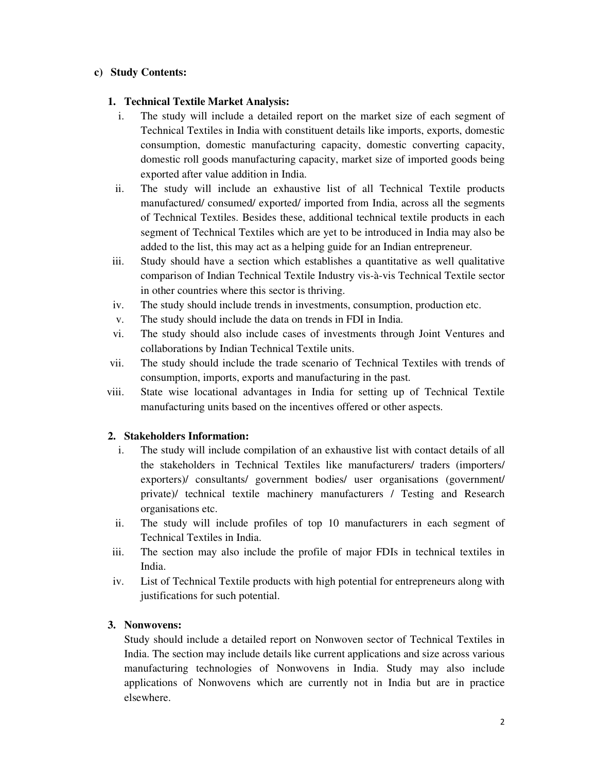**c) Study Contents:**

**1. Technical Textile Market Analysis:**

i. The study will include a detailed report on the market size of each segment of Technical Textiles in India with constituent details like imports, exports, domestic consumption, domestic manufacturing capacity, domestic converting capacity, domestic roll goods manufacturing capacity, market size of imported goods being exported after value addition in India.

ii. The study will include an exhaustive list of all Technical Textile products manufactured/ consumed/ exported/ imported from India, across all the segments of Technical Textiles. Besides these, additional technical textile products in each segment of Technical Textiles which are yet to be introduced in India may also be added to the list, this may act as a helping guide for an Indian entrepreneur.

iii. Study should have a section which establishes a quantitative as well qualitative comparison of Indian Technical Textile Industry vis-à-vis Technical Textile sector in other countries where this sector is thriving.

iv. The study should include trends in investments, consumption, production etc.

v. The study should include the data on trends in FDI in India.

vi. The study should also include cases of investments through Joint Ventures and collaborations by Indian Technical Textile units.

vii. The study should include the trade scenario of Technical Textiles with trends of consumption, imports, exports and manufacturing in the past.

viii. State wise locational advantages in India for setting up of Technical Textile manufacturing units based on the incentives offered or other aspects.

**2. Stakeholders Information:**

i. The study will include compilation of an exhaustive list with contact details of all the stakeholders in Technical Textiles like manufacturers/ traders (importers/ exporters)/ consultants/ government bodies/ user organisations (government/ private)/ technical textile machinery manufacturers / Testing and Research organisations etc.

ii. The study will include profiles of top 10 manufacturers in each segment of Technical Textiles in India.

iii. The section may also include the profile of major FDIs in technical textiles in India.

iv. List of Technical Textile products with high potential for entrepreneurs along with justifications for such potential.

**3. Nonwovens:**

Study should include a detailed report on Nonwoven sector of Technical Textiles in India. The section may include details like current applications and size across various manufacturing technologies of Nonwovens in India. Study may also include applications of Nonwovens which are currently not in India but are in practice elsewhere.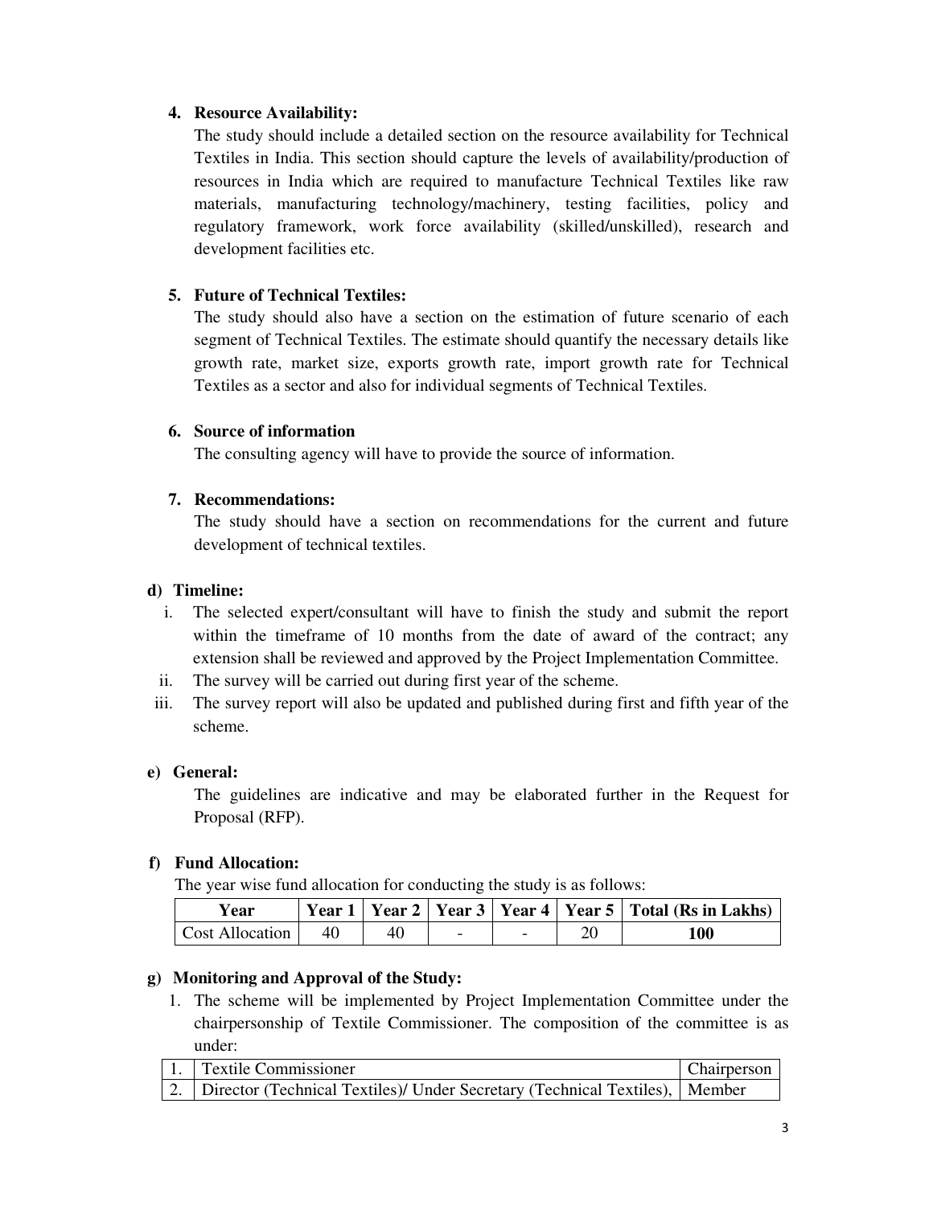4. **Resource Availability:**
   The study should include a detailed section on the resource availability for Technical Textiles in India. This section should capture the levels of availability/production of resources in India which are required to manufacture Technical Textiles like raw materials, manufacturing technology/machinery, testing facilities, policy and regulatory framework, work force availability (skilled/unskilled), research and development facilities etc.

5. **Future of Technical Textiles:**
   The study should also have a section on the estimation of future scenario of each segment of Technical Textiles. The estimate should quantify the necessary details like growth rate, market size, exports growth rate, import growth rate for Technical Textiles as a sector and also for individual segments of Technical Textiles.

6. **Source of information**
   The consulting agency will have to provide the source of information.

7. **Recommendations:**
   The study should have a section on recommendations for the current and future development of technical textiles.

**d) Timeline:**

i. The selected expert/consultant will have to finish the study and submit the report within the timeframe of 10 months from the date of award of the contract; any extension shall be reviewed and approved by the Project Implementation Committee.
ii. The survey will be carried out during first year of the scheme.
iii. The survey report will also be updated and published during first and fifth year of the scheme.

**e) General:**

The guidelines are indicative and may be elaborated further in the Request for Proposal (RFP).

**f) Fund Allocation:**

The year wise fund allocation for conducting the study is as follows:

| Year | Year 1 | Year 2 | Year 3 | Year 4 | Year 5 | Total (Rs in Lakhs) |
|---|---|---|---|---|---|---|
| Cost Allocation | 40 | 40 | - | - | 20 | **100** |

**g) Monitoring and Approval of the Study:**

1. The scheme will be implemented by Project Implementation Committee under the chairpersonship of Textile Commissioner. The composition of the committee is as under:

| | | |
|---|---|---|
| 1. | Textile Commissioner | Chairperson |
| 2. | Director (Technical Textiles)/ Under Secretary (Technical Textiles), | Member |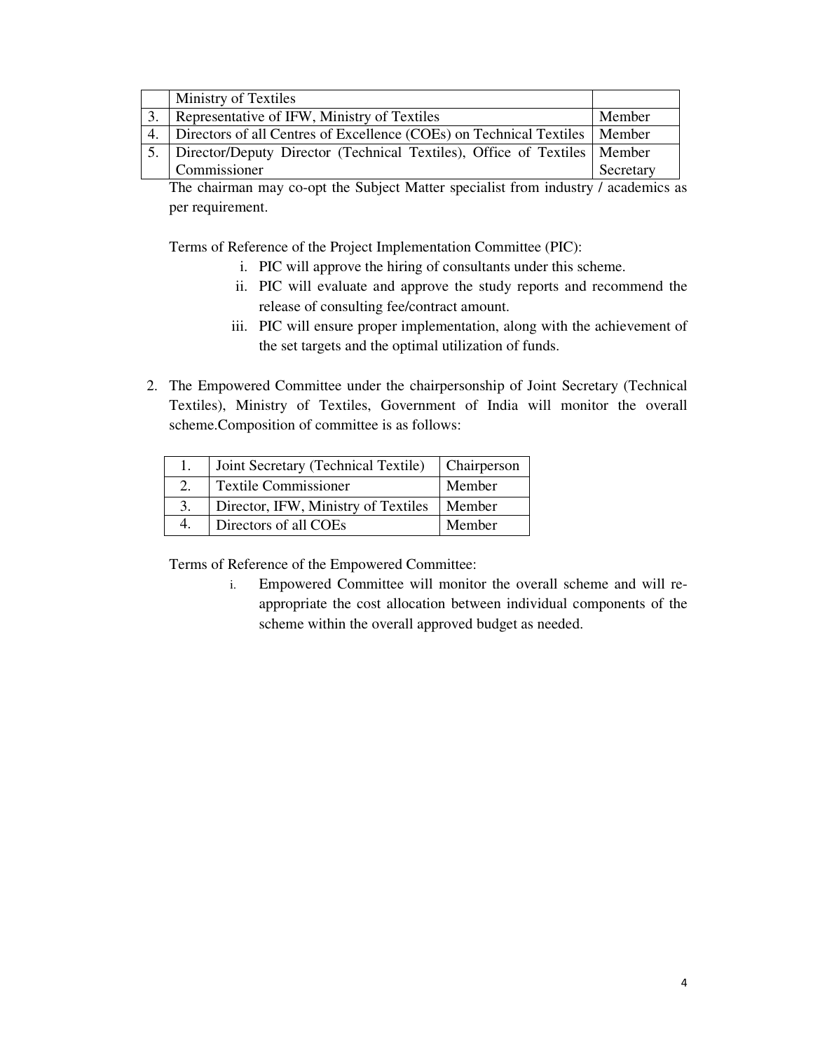| | | |
|---|---|---|
| | Ministry of Textiles | |
| 3. | Representative of IFW, Ministry of Textiles | Member |
| 4. | Directors of all Centres of Excellence (COEs) on Technical Textiles | Member |
| 5. | Director/Deputy Director (Technical Textiles), Office of Textiles Commissioner | Member Secretary |

The chairman may co-opt the Subject Matter specialist from industry / academics as per requirement.

Terms of Reference of the Project Implementation Committee (PIC):

i. PIC will approve the hiring of consultants under this scheme.
ii. PIC will evaluate and approve the study reports and recommend the release of consulting fee/contract amount.
iii. PIC will ensure proper implementation, along with the achievement of the set targets and the optimal utilization of funds.

2. The Empowered Committee under the chairpersonship of Joint Secretary (Technical Textiles), Ministry of Textiles, Government of India will monitor the overall scheme.Composition of committee is as follows:

| | | |
|---|---|---|
| 1. | Joint Secretary (Technical Textile) | Chairperson |
| 2. | Textile Commissioner | Member |
| 3. | Director, IFW, Ministry of Textiles | Member |
| 4. | Directors of all COEs | Member |

Terms of Reference of the Empowered Committee:

i. Empowered Committee will monitor the overall scheme and will re-appropriate the cost allocation between individual components of the scheme within the overall approved budget as needed.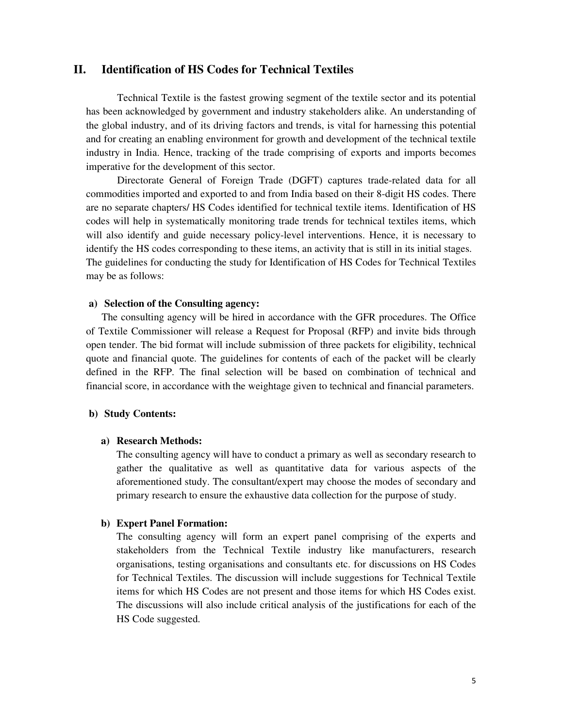## II. Identification of HS Codes for Technical Textiles

Technical Textile is the fastest growing segment of the textile sector and its potential has been acknowledged by government and industry stakeholders alike. An understanding of the global industry, and of its driving factors and trends, is vital for harnessing this potential and for creating an enabling environment for growth and development of the technical textile industry in India. Hence, tracking of the trade comprising of exports and imports becomes imperative for the development of this sector.

Directorate General of Foreign Trade (DGFT) captures trade-related data for all commodities imported and exported to and from India based on their 8-digit HS codes. There are no separate chapters/ HS Codes identified for technical textile items. Identification of HS codes will help in systematically monitoring trade trends for technical textiles items, which will also identify and guide necessary policy-level interventions. Hence, it is necessary to identify the HS codes corresponding to these items, an activity that is still in its initial stages. The guidelines for conducting the study for Identification of HS Codes for Technical Textiles may be as follows:

**a) Selection of the Consulting agency:**

The consulting agency will be hired in accordance with the GFR procedures. The Office of Textile Commissioner will release a Request for Proposal (RFP) and invite bids through open tender. The bid format will include submission of three packets for eligibility, technical quote and financial quote. The guidelines for contents of each of the packet will be clearly defined in the RFP. The final selection will be based on combination of technical and financial score, in accordance with the weightage given to technical and financial parameters.

**b) Study Contents:**

**a) Research Methods:**

The consulting agency will have to conduct a primary as well as secondary research to gather the qualitative as well as quantitative data for various aspects of the aforementioned study. The consultant/expert may choose the modes of secondary and primary research to ensure the exhaustive data collection for the purpose of study.

**b) Expert Panel Formation:**

The consulting agency will form an expert panel comprising of the experts and stakeholders from the Technical Textile industry like manufacturers, research organisations, testing organisations and consultants etc. for discussions on HS Codes for Technical Textiles. The discussion will include suggestions for Technical Textile items for which HS Codes are not present and those items for which HS Codes exist. The discussions will also include critical analysis of the justifications for each of the HS Code suggested.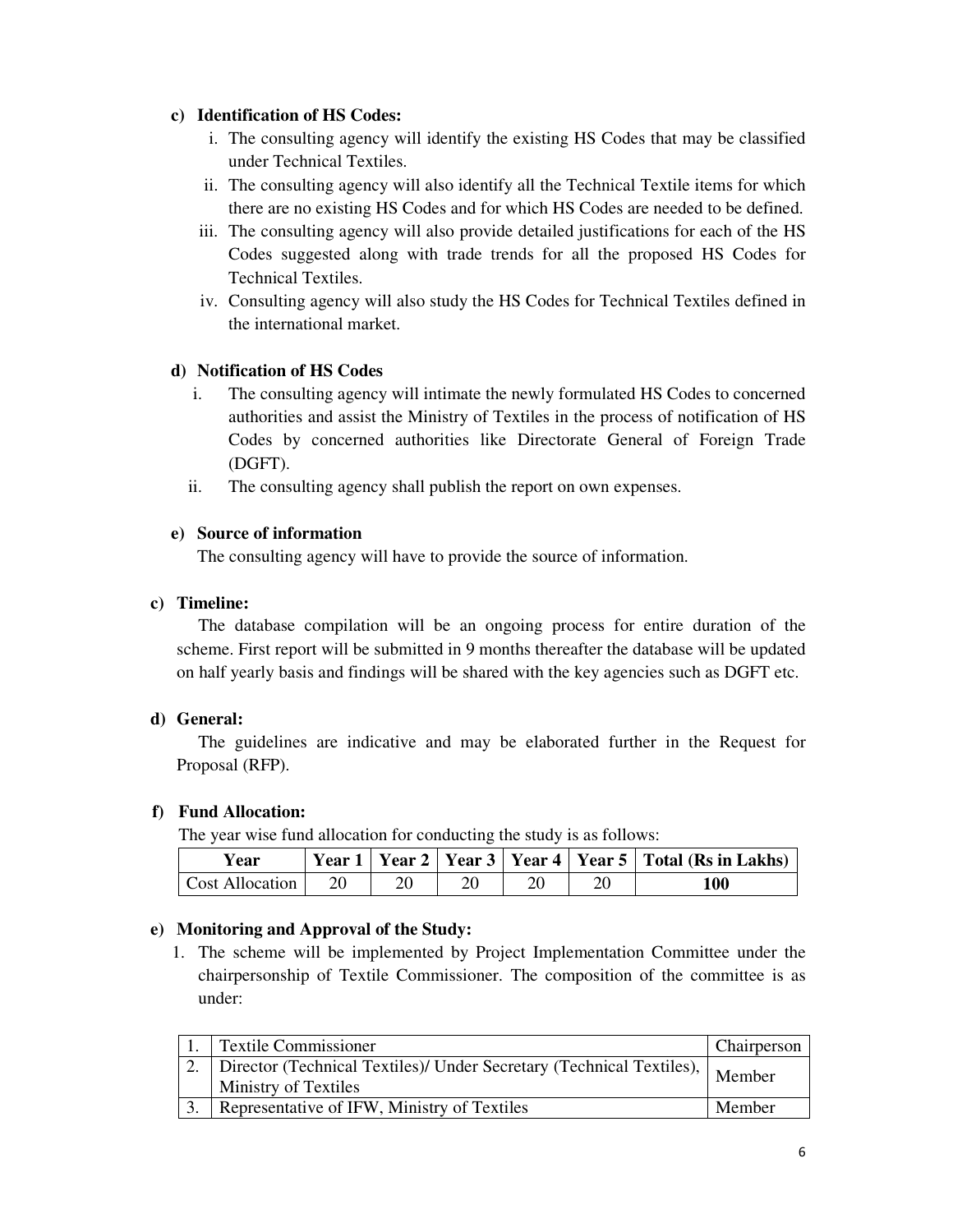**c) Identification of HS Codes:**

i. The consulting agency will identify the existing HS Codes that may be classified under Technical Textiles.

ii. The consulting agency will also identify all the Technical Textile items for which there are no existing HS Codes and for which HS Codes are needed to be defined.

iii. The consulting agency will also provide detailed justifications for each of the HS Codes suggested along with trade trends for all the proposed HS Codes for Technical Textiles.

iv. Consulting agency will also study the HS Codes for Technical Textiles defined in the international market.

**d) Notification of HS Codes**

i. The consulting agency will intimate the newly formulated HS Codes to concerned authorities and assist the Ministry of Textiles in the process of notification of HS Codes by concerned authorities like Directorate General of Foreign Trade (DGFT).

ii. The consulting agency shall publish the report on own expenses.

**e) Source of information**

The consulting agency will have to provide the source of information.

**c) Timeline:**

The database compilation will be an ongoing process for entire duration of the scheme. First report will be submitted in 9 months thereafter the database will be updated on half yearly basis and findings will be shared with the key agencies such as DGFT etc.

**d) General:**

The guidelines are indicative and may be elaborated further in the Request for Proposal (RFP).

**f) Fund Allocation:**

The year wise fund allocation for conducting the study is as follows:

| Year | Year 1 | Year 2 | Year 3 | Year 4 | Year 5 | Total (Rs in Lakhs) |
|---|---|---|---|---|---|---|
| Cost Allocation | 20 | 20 | 20 | 20 | 20 | **100** |

**e) Monitoring and Approval of the Study:**

1. The scheme will be implemented by Project Implementation Committee under the chairpersonship of Textile Commissioner. The composition of the committee is as under:

| | | |
|---|---|---|
| 1. | Textile Commissioner | Chairperson |
| 2. | Director (Technical Textiles)/ Under Secretary (Technical Textiles), Ministry of Textiles | Member |
| 3. | Representative of IFW, Ministry of Textiles | Member |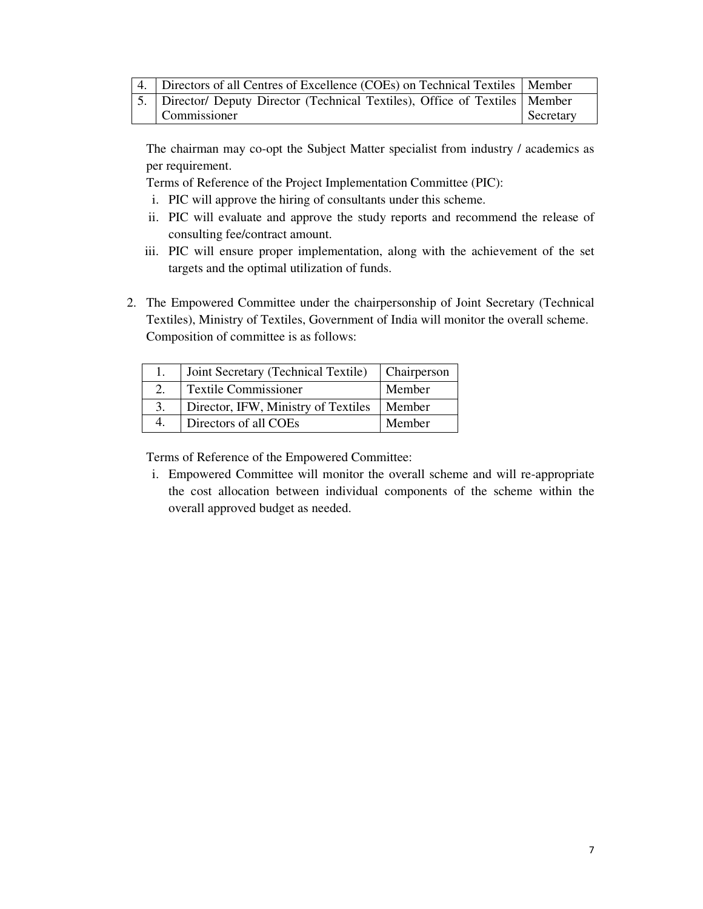| 4. | Directors of all Centres of Excellence (COEs) on Technical Textiles | Member |
|---|---|---|
| 5. | Director/ Deputy Director (Technical Textiles), Office of Textiles Commissioner | Member Secretary |

The chairman may co-opt the Subject Matter specialist from industry / academics as per requirement.

Terms of Reference of the Project Implementation Committee (PIC):

i. PIC will approve the hiring of consultants under this scheme.
ii. PIC will evaluate and approve the study reports and recommend the release of consulting fee/contract amount.
iii. PIC will ensure proper implementation, along with the achievement of the set targets and the optimal utilization of funds.

2. The Empowered Committee under the chairpersonship of Joint Secretary (Technical Textiles), Ministry of Textiles, Government of India will monitor the overall scheme. Composition of committee is as follows:

| 1. | Joint Secretary (Technical Textile) | Chairperson |
|---|---|---|
| 2. | Textile Commissioner | Member |
| 3. | Director, IFW, Ministry of Textiles | Member |
| 4. | Directors of all COEs | Member |

Terms of Reference of the Empowered Committee:

i. Empowered Committee will monitor the overall scheme and will re-appropriate the cost allocation between individual components of the scheme within the overall approved budget as needed.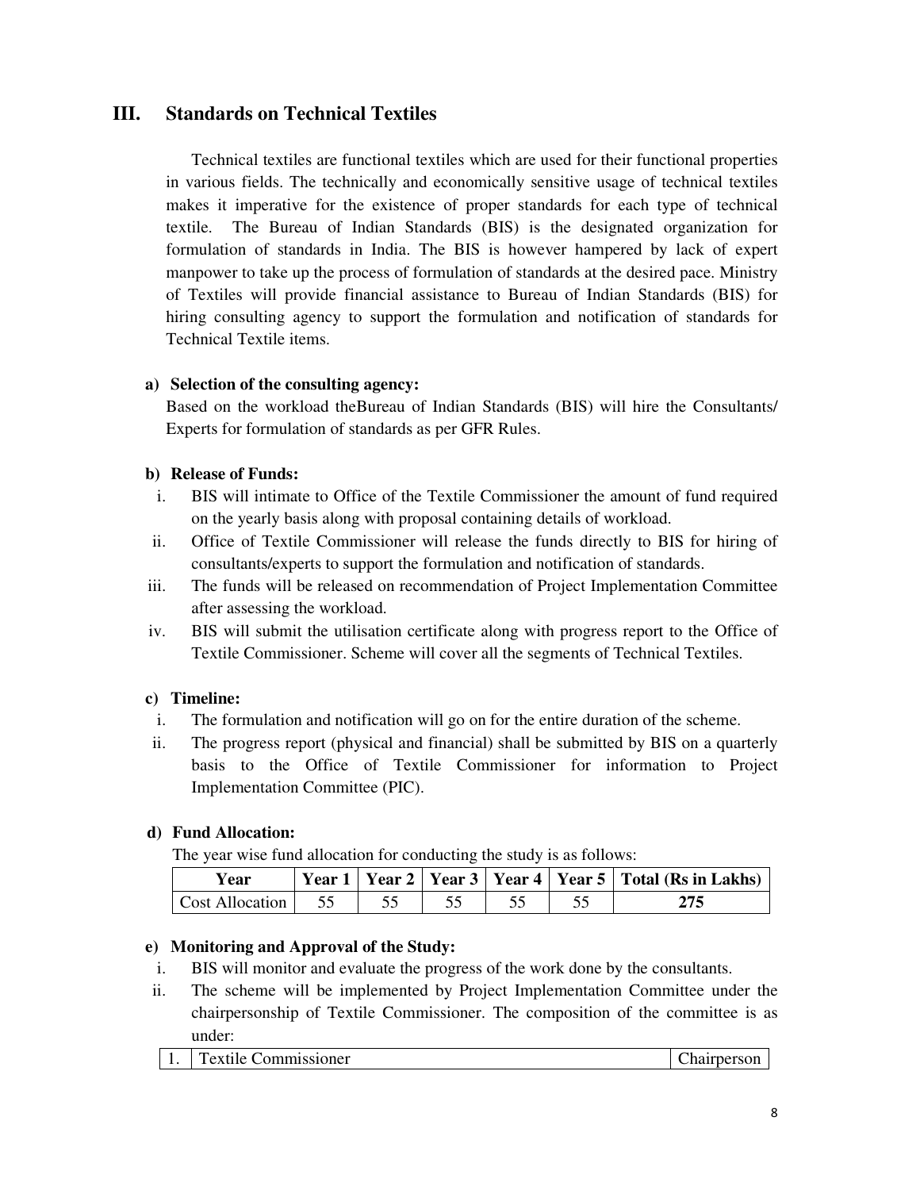## III. Standards on Technical Textiles

Technical textiles are functional textiles which are used for their functional properties in various fields. The technically and economically sensitive usage of technical textiles makes it imperative for the existence of proper standards for each type of technical textile. The Bureau of Indian Standards (BIS) is the designated organization for formulation of standards in India. The BIS is however hampered by lack of expert manpower to take up the process of formulation of standards at the desired pace. Ministry of Textiles will provide financial assistance to Bureau of Indian Standards (BIS) for hiring consulting agency to support the formulation and notification of standards for Technical Textile items.

**a) Selection of the consulting agency:**

Based on the workload theBureau of Indian Standards (BIS) will hire the Consultants/ Experts for formulation of standards as per GFR Rules.

**b) Release of Funds:**

i. BIS will intimate to Office of the Textile Commissioner the amount of fund required on the yearly basis along with proposal containing details of workload.

ii. Office of Textile Commissioner will release the funds directly to BIS for hiring of consultants/experts to support the formulation and notification of standards.

iii. The funds will be released on recommendation of Project Implementation Committee after assessing the workload.

iv. BIS will submit the utilisation certificate along with progress report to the Office of Textile Commissioner. Scheme will cover all the segments of Technical Textiles.

**c) Timeline:**

i. The formulation and notification will go on for the entire duration of the scheme.

ii. The progress report (physical and financial) shall be submitted by BIS on a quarterly basis to the Office of Textile Commissioner for information to Project Implementation Committee (PIC).

**d) Fund Allocation:**

The year wise fund allocation for conducting the study is as follows:

| Year | Year 1 | Year 2 | Year 3 | Year 4 | Year 5 | Total (Rs in Lakhs) |
|---|---|---|---|---|---|---|
| Cost Allocation | 55 | 55 | 55 | 55 | 55 | **275** |

**e) Monitoring and Approval of the Study:**

i. BIS will monitor and evaluate the progress of the work done by the consultants.

ii. The scheme will be implemented by Project Implementation Committee under the chairpersonship of Textile Commissioner. The composition of the committee is as under:

| | | |
|---|---|---|
| 1. | Textile Commissioner | Chairperson |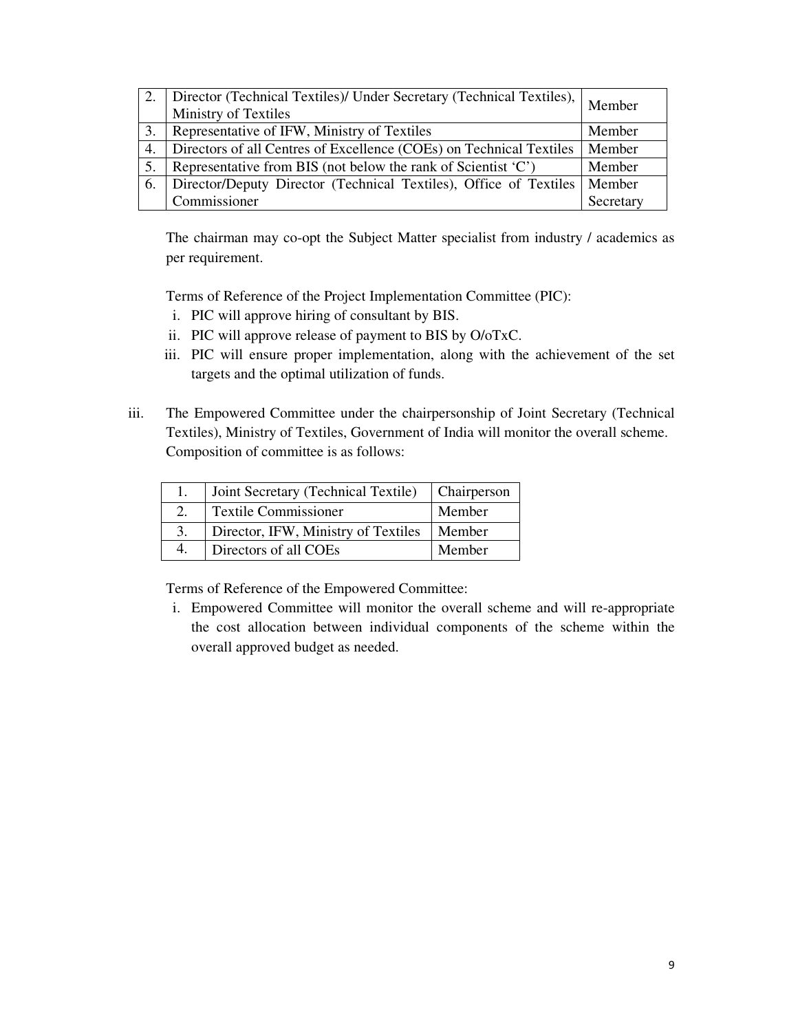| 2. | Director (Technical Textiles)/ Under Secretary (Technical Textiles), Ministry of Textiles | Member |
|---|---|---|
| 3. | Representative of IFW, Ministry of Textiles | Member |
| 4. | Directors of all Centres of Excellence (COEs) on Technical Textiles | Member |
| 5. | Representative from BIS (not below the rank of Scientist 'C') | Member |
| 6. | Director/Deputy Director (Technical Textiles), Office of Textiles Commissioner | Member Secretary |

The chairman may co-opt the Subject Matter specialist from industry / academics as per requirement.

Terms of Reference of the Project Implementation Committee (PIC):

i. PIC will approve hiring of consultant by BIS.
ii. PIC will approve release of payment to BIS by O/oTxC.
iii. PIC will ensure proper implementation, along with the achievement of the set targets and the optimal utilization of funds.

iii. The Empowered Committee under the chairpersonship of Joint Secretary (Technical Textiles), Ministry of Textiles, Government of India will monitor the overall scheme. Composition of committee is as follows:

| 1. | Joint Secretary (Technical Textile) | Chairperson |
|---|---|---|
| 2. | Textile Commissioner | Member |
| 3. | Director, IFW, Ministry of Textiles | Member |
| 4. | Directors of all COEs | Member |

Terms of Reference of the Empowered Committee:

i. Empowered Committee will monitor the overall scheme and will re-appropriate the cost allocation between individual components of the scheme within the overall approved budget as needed.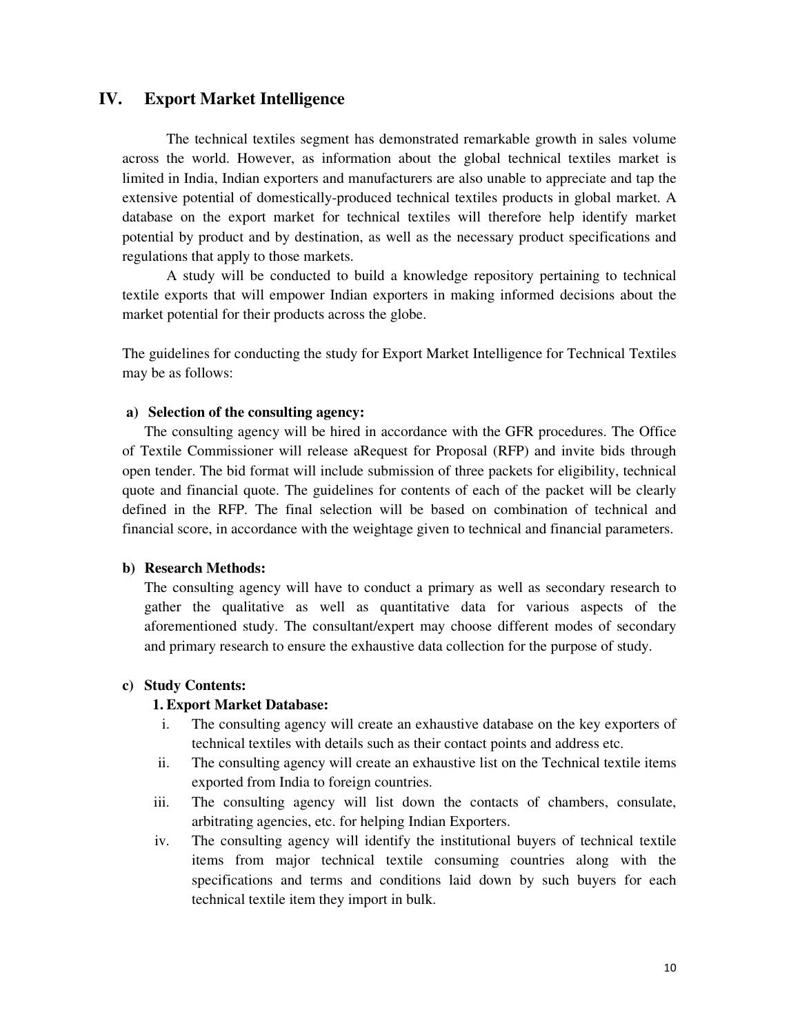## IV. Export Market Intelligence

The technical textiles segment has demonstrated remarkable growth in sales volume across the world. However, as information about the global technical textiles market is limited in India, Indian exporters and manufacturers are also unable to appreciate and tap the extensive potential of domestically-produced technical textiles products in global market. A database on the export market for technical textiles will therefore help identify market potential by product and by destination, as well as the necessary product specifications and regulations that apply to those markets.

A study will be conducted to build a knowledge repository pertaining to technical textile exports that will empower Indian exporters in making informed decisions about the market potential for their products across the globe.

The guidelines for conducting the study for Export Market Intelligence for Technical Textiles may be as follows:

**a) Selection of the consulting agency:**

The consulting agency will be hired in accordance with the GFR procedures. The Office of Textile Commissioner will release aRequest for Proposal (RFP) and invite bids through open tender. The bid format will include submission of three packets for eligibility, technical quote and financial quote. The guidelines for contents of each of the packet will be clearly defined in the RFP. The final selection will be based on combination of technical and financial score, in accordance with the weightage given to technical and financial parameters.

**b) Research Methods:**

The consulting agency will have to conduct a primary as well as secondary research to gather the qualitative as well as quantitative data for various aspects of the aforementioned study. The consultant/expert may choose different modes of secondary and primary research to ensure the exhaustive data collection for the purpose of study.

**c) Study Contents:**

**1. Export Market Database:**

i. The consulting agency will create an exhaustive database on the key exporters of technical textiles with details such as their contact points and address etc.

ii. The consulting agency will create an exhaustive list on the Technical textile items exported from India to foreign countries.

iii. The consulting agency will list down the contacts of chambers, consulate, arbitrating agencies, etc. for helping Indian Exporters.

iv. The consulting agency will identify the institutional buyers of technical textile items from major technical textile consuming countries along with the specifications and terms and conditions laid down by such buyers for each technical textile item they import in bulk.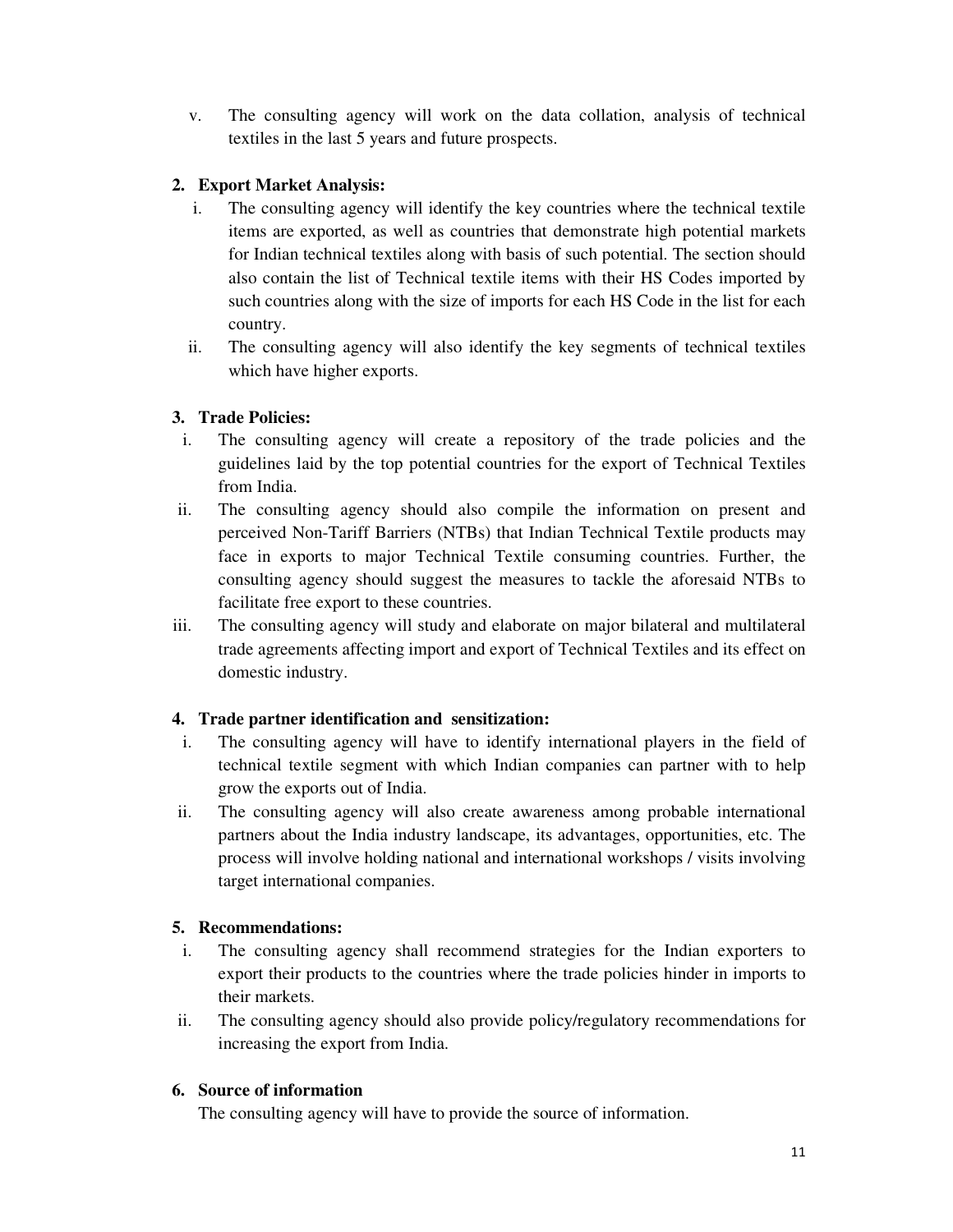v. The consulting agency will work on the data collation, analysis of technical textiles in the last 5 years and future prospects.

2. **Export Market Analysis:**

    i. The consulting agency will identify the key countries where the technical textile items are exported, as well as countries that demonstrate high potential markets for Indian technical textiles along with basis of such potential. The section should also contain the list of Technical textile items with their HS Codes imported by such countries along with the size of imports for each HS Code in the list for each country.

    ii. The consulting agency will also identify the key segments of technical textiles which have higher exports.

3. **Trade Policies:**

    i. The consulting agency will create a repository of the trade policies and the guidelines laid by the top potential countries for the export of Technical Textiles from India.

    ii. The consulting agency should also compile the information on present and perceived Non-Tariff Barriers (NTBs) that Indian Technical Textile products may face in exports to major Technical Textile consuming countries. Further, the consulting agency should suggest the measures to tackle the aforesaid NTBs to facilitate free export to these countries.

    iii. The consulting agency will study and elaborate on major bilateral and multilateral trade agreements affecting import and export of Technical Textiles and its effect on domestic industry.

4. **Trade partner identification and sensitization:**

    i. The consulting agency will have to identify international players in the field of technical textile segment with which Indian companies can partner with to help grow the exports out of India.

    ii. The consulting agency will also create awareness among probable international partners about the India industry landscape, its advantages, opportunities, etc. The process will involve holding national and international workshops / visits involving target international companies.

5. **Recommendations:**

    i. The consulting agency shall recommend strategies for the Indian exporters to export their products to the countries where the trade policies hinder in imports to their markets.

    ii. The consulting agency should also provide policy/regulatory recommendations for increasing the export from India.

6. **Source of information**

    The consulting agency will have to provide the source of information.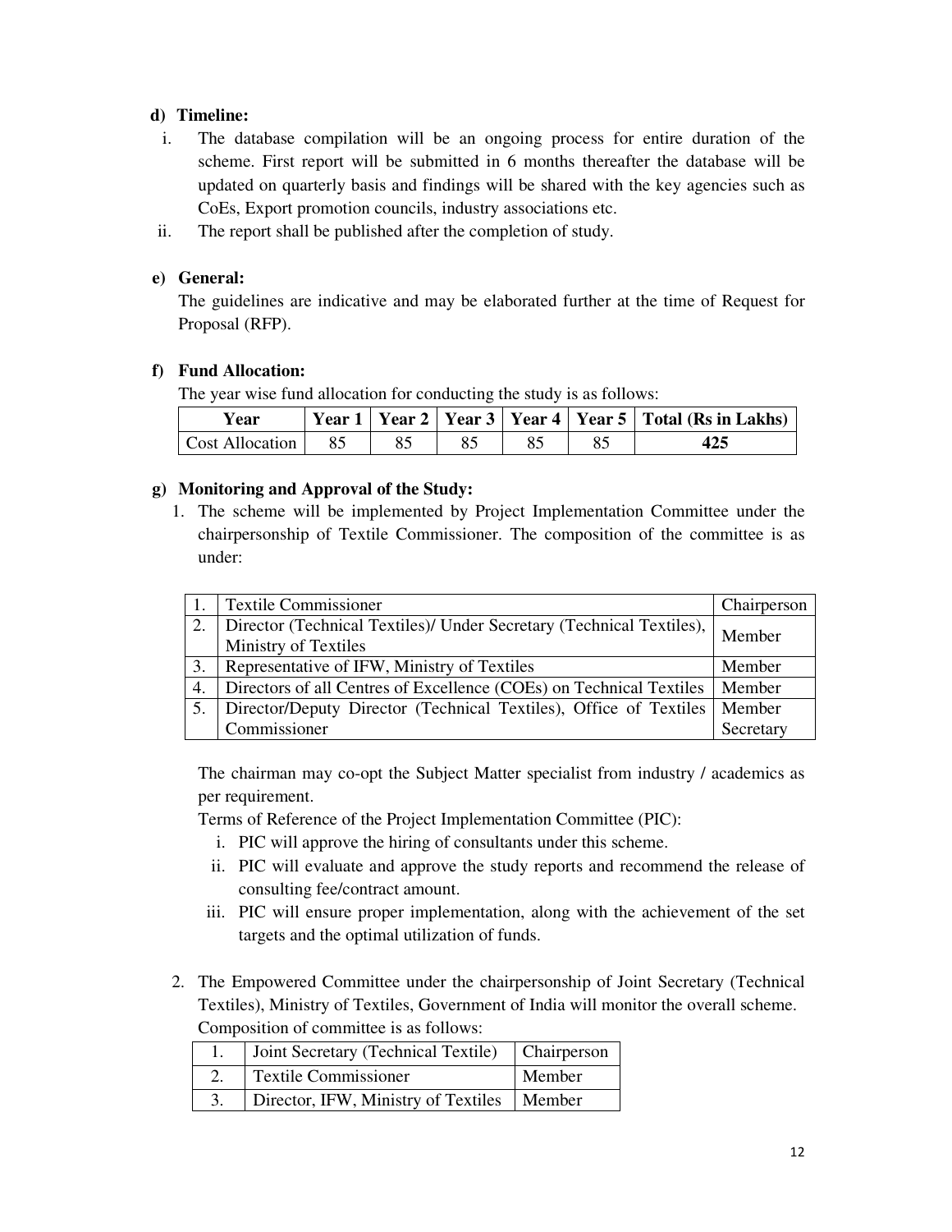**d) Timeline:**

i. The database compilation will be an ongoing process for entire duration of the scheme. First report will be submitted in 6 months thereafter the database will be updated on quarterly basis and findings will be shared with the key agencies such as CoEs, Export promotion councils, industry associations etc.

ii. The report shall be published after the completion of study.

**e) General:**

The guidelines are indicative and may be elaborated further at the time of Request for Proposal (RFP).

**f) Fund Allocation:**

The year wise fund allocation for conducting the study is as follows:

| Year | Year 1 | Year 2 | Year 3 | Year 4 | Year 5 | Total (Rs in Lakhs) |
|---|---|---|---|---|---|---|
| Cost Allocation | 85 | 85 | 85 | 85 | 85 | **425** |

**g) Monitoring and Approval of the Study:**

1. The scheme will be implemented by Project Implementation Committee under the chairpersonship of Textile Commissioner. The composition of the committee is as under:

| | | |
|---|---|---|
| 1. | Textile Commissioner | Chairperson |
| 2. | Director (Technical Textiles)/ Under Secretary (Technical Textiles), Ministry of Textiles | Member |
| 3. | Representative of IFW, Ministry of Textiles | Member |
| 4. | Directors of all Centres of Excellence (COEs) on Technical Textiles | Member |
| 5. | Director/Deputy Director (Technical Textiles), Office of Textiles Commissioner | Member Secretary |

The chairman may co-opt the Subject Matter specialist from industry / academics as per requirement.

Terms of Reference of the Project Implementation Committee (PIC):

i. PIC will approve the hiring of consultants under this scheme.

ii. PIC will evaluate and approve the study reports and recommend the release of consulting fee/contract amount.

iii. PIC will ensure proper implementation, along with the achievement of the set targets and the optimal utilization of funds.

2. The Empowered Committee under the chairpersonship of Joint Secretary (Technical Textiles), Ministry of Textiles, Government of India will monitor the overall scheme. Composition of committee is as follows:

| | | |
|---|---|---|
| 1. | Joint Secretary (Technical Textile) | Chairperson |
| 2. | Textile Commissioner | Member |
| 3. | Director, IFW, Ministry of Textiles | Member |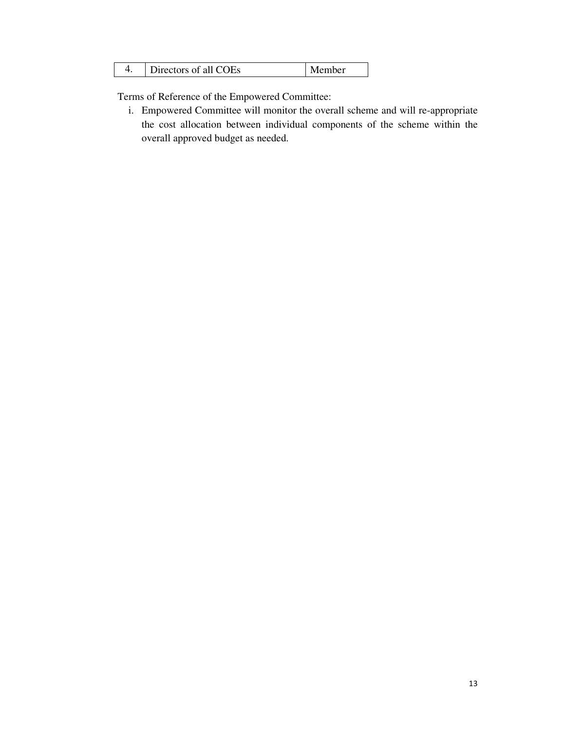| 4. | Directors of all COEs | Member |
|---|---|---|

Terms of Reference of the Empowered Committee:

i. Empowered Committee will monitor the overall scheme and will re-appropriate the cost allocation between individual components of the scheme within the overall approved budget as needed.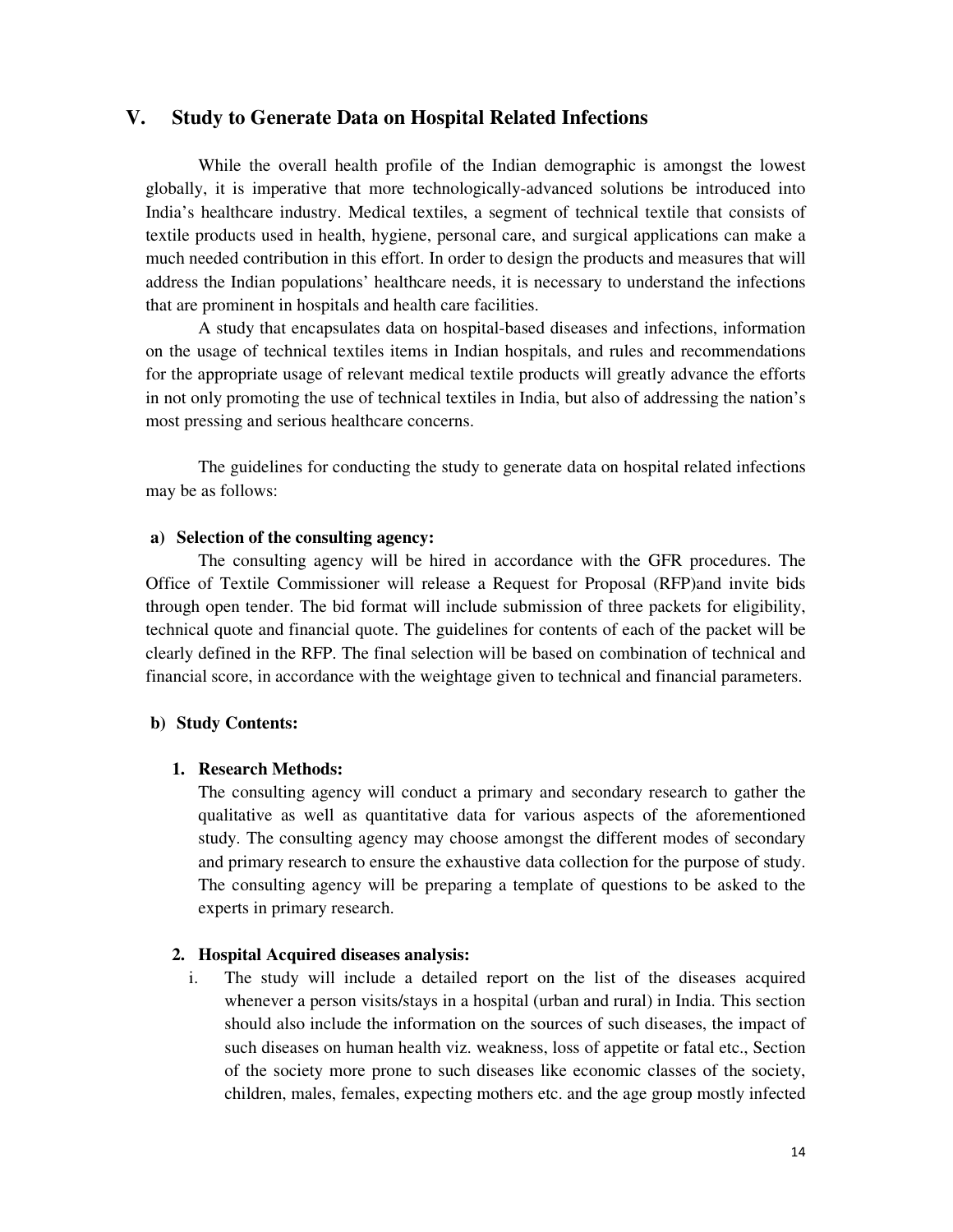## V. Study to Generate Data on Hospital Related Infections

While the overall health profile of the Indian demographic is amongst the lowest globally, it is imperative that more technologically-advanced solutions be introduced into India's healthcare industry. Medical textiles, a segment of technical textile that consists of textile products used in health, hygiene, personal care, and surgical applications can make a much needed contribution in this effort. In order to design the products and measures that will address the Indian populations' healthcare needs, it is necessary to understand the infections that are prominent in hospitals and health care facilities.

A study that encapsulates data on hospital-based diseases and infections, information on the usage of technical textiles items in Indian hospitals, and rules and recommendations for the appropriate usage of relevant medical textile products will greatly advance the efforts in not only promoting the use of technical textiles in India, but also of addressing the nation's most pressing and serious healthcare concerns.

The guidelines for conducting the study to generate data on hospital related infections may be as follows:

**a) Selection of the consulting agency:**

The consulting agency will be hired in accordance with the GFR procedures. The Office of Textile Commissioner will release a Request for Proposal (RFP)and invite bids through open tender. The bid format will include submission of three packets for eligibility, technical quote and financial quote. The guidelines for contents of each of the packet will be clearly defined in the RFP. The final selection will be based on combination of technical and financial score, in accordance with the weightage given to technical and financial parameters.

**b) Study Contents:**

1. **Research Methods:**
   The consulting agency will conduct a primary and secondary research to gather the qualitative as well as quantitative data for various aspects of the aforementioned study. The consulting agency may choose amongst the different modes of secondary and primary research to ensure the exhaustive data collection for the purpose of study. The consulting agency will be preparing a template of questions to be asked to the experts in primary research.

2. **Hospital Acquired diseases analysis:**
   i. The study will include a detailed report on the list of the diseases acquired whenever a person visits/stays in a hospital (urban and rural) in India. This section should also include the information on the sources of such diseases, the impact of such diseases on human health viz. weakness, loss of appetite or fatal etc., Section of the society more prone to such diseases like economic classes of the society, children, males, females, expecting mothers etc. and the age group mostly infected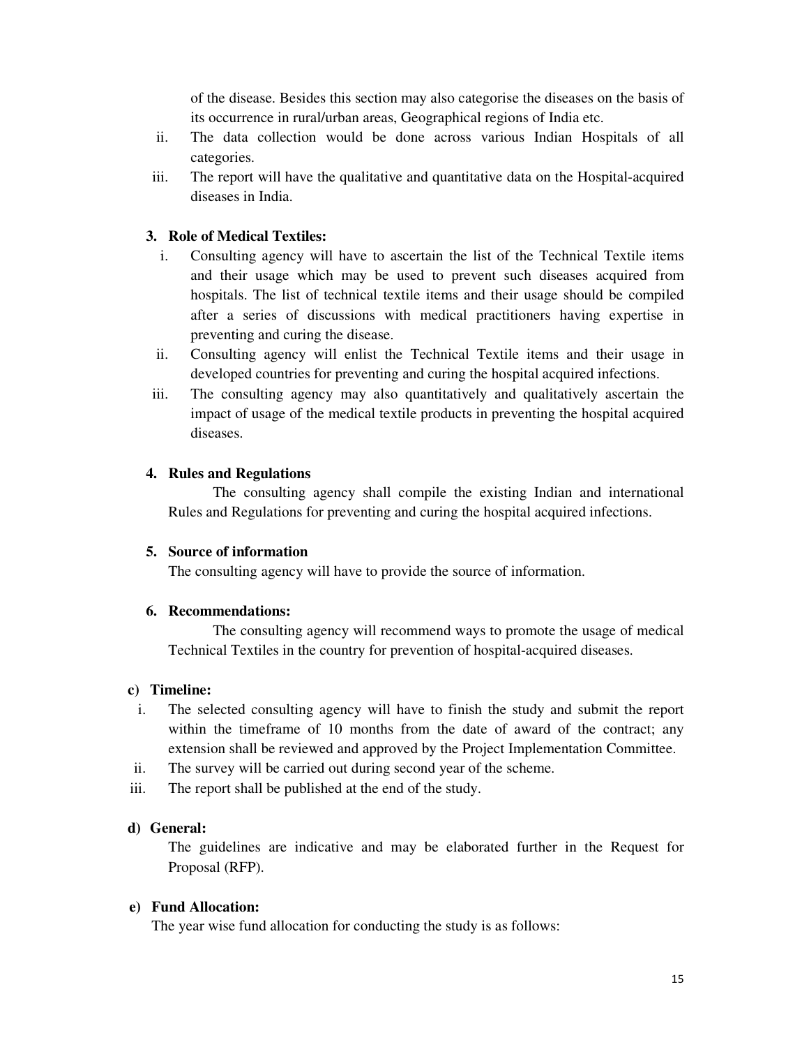of the disease. Besides this section may also categorise the diseases on the basis of its occurrence in rural/urban areas, Geographical regions of India etc.

ii. The data collection would be done across various Indian Hospitals of all categories.

iii. The report will have the qualitative and quantitative data on the Hospital-acquired diseases in India.

**3. Role of Medical Textiles:**

i. Consulting agency will have to ascertain the list of the Technical Textile items and their usage which may be used to prevent such diseases acquired from hospitals. The list of technical textile items and their usage should be compiled after a series of discussions with medical practitioners having expertise in preventing and curing the disease.

ii. Consulting agency will enlist the Technical Textile items and their usage in developed countries for preventing and curing the hospital acquired infections.

iii. The consulting agency may also quantitatively and qualitatively ascertain the impact of usage of the medical textile products in preventing the hospital acquired diseases.

**4. Rules and Regulations**

The consulting agency shall compile the existing Indian and international Rules and Regulations for preventing and curing the hospital acquired infections.

**5. Source of information**

The consulting agency will have to provide the source of information.

**6. Recommendations:**

The consulting agency will recommend ways to promote the usage of medical Technical Textiles in the country for prevention of hospital-acquired diseases.

**c) Timeline:**

i. The selected consulting agency will have to finish the study and submit the report within the timeframe of 10 months from the date of award of the contract; any extension shall be reviewed and approved by the Project Implementation Committee.

ii. The survey will be carried out during second year of the scheme.

iii. The report shall be published at the end of the study.

**d) General:**

The guidelines are indicative and may be elaborated further in the Request for Proposal (RFP).

**e) Fund Allocation:**

The year wise fund allocation for conducting the study is as follows: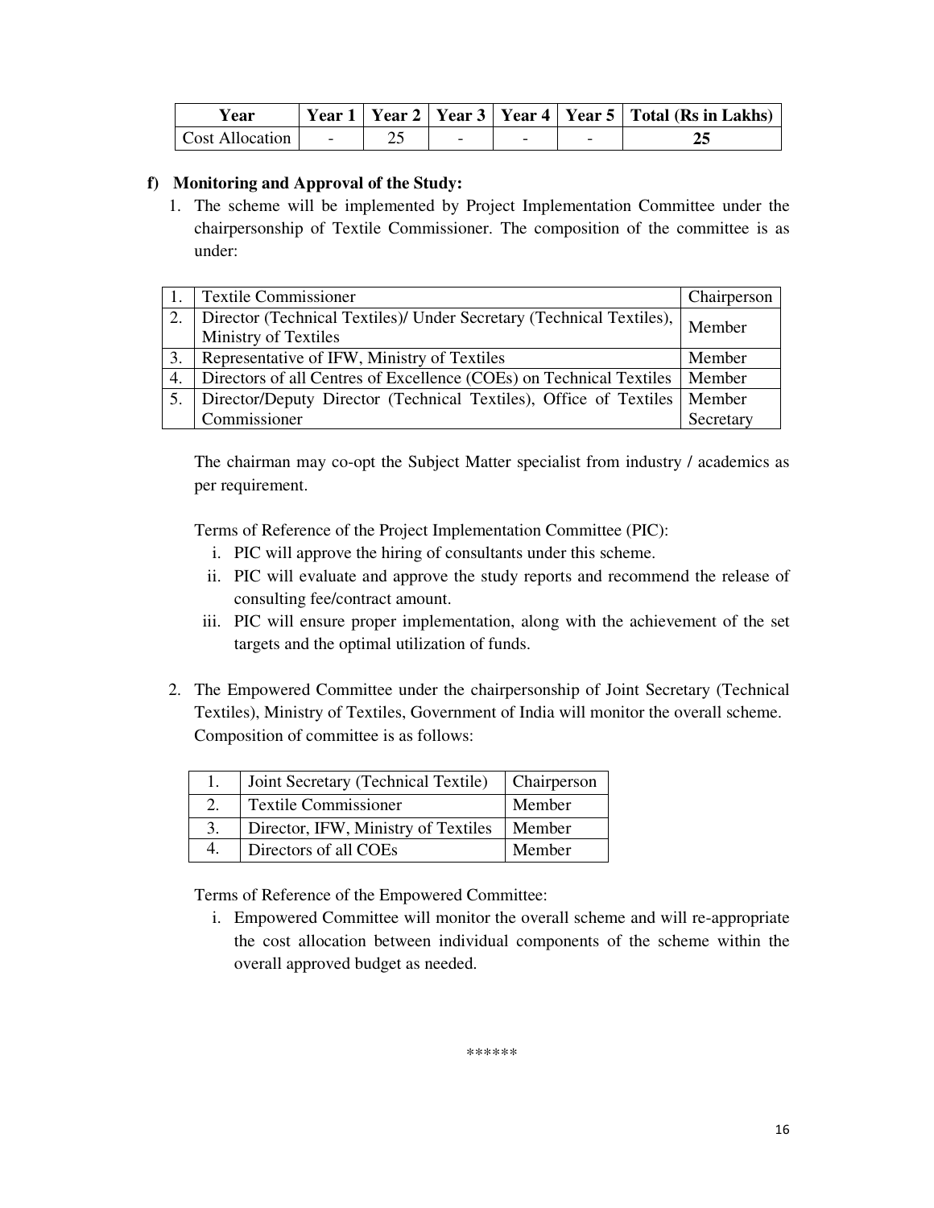| Year | Year 1 | Year 2 | Year 3 | Year 4 | Year 5 | Total (Rs in Lakhs) |
|---|---|---|---|---|---|---|
| Cost Allocation | - | 25 | - | - | - | **25** |

**f) Monitoring and Approval of the Study:**

1. The scheme will be implemented by Project Implementation Committee under the chairpersonship of Textile Commissioner. The composition of the committee is as under:

| | | |
|---|---|---|
| 1. | Textile Commissioner | Chairperson |
| 2. | Director (Technical Textiles)/ Under Secretary (Technical Textiles), Ministry of Textiles | Member |
| 3. | Representative of IFW, Ministry of Textiles | Member |
| 4. | Directors of all Centres of Excellence (COEs) on Technical Textiles | Member |
| 5. | Director/Deputy Director (Technical Textiles), Office of Textiles Commissioner | Member Secretary |

The chairman may co-opt the Subject Matter specialist from industry / academics as per requirement.

Terms of Reference of the Project Implementation Committee (PIC):

i. PIC will approve the hiring of consultants under this scheme.
ii. PIC will evaluate and approve the study reports and recommend the release of consulting fee/contract amount.
iii. PIC will ensure proper implementation, along with the achievement of the set targets and the optimal utilization of funds.

2. The Empowered Committee under the chairpersonship of Joint Secretary (Technical Textiles), Ministry of Textiles, Government of India will monitor the overall scheme. Composition of committee is as follows:

| | | |
|---|---|---|
| 1. | Joint Secretary (Technical Textile) | Chairperson |
| 2. | Textile Commissioner | Member |
| 3. | Director, IFW, Ministry of Textiles | Member |
| 4. | Directors of all COEs | Member |

Terms of Reference of the Empowered Committee:

i. Empowered Committee will monitor the overall scheme and will re-appropriate the cost allocation between individual components of the scheme within the overall approved budget as needed.

******